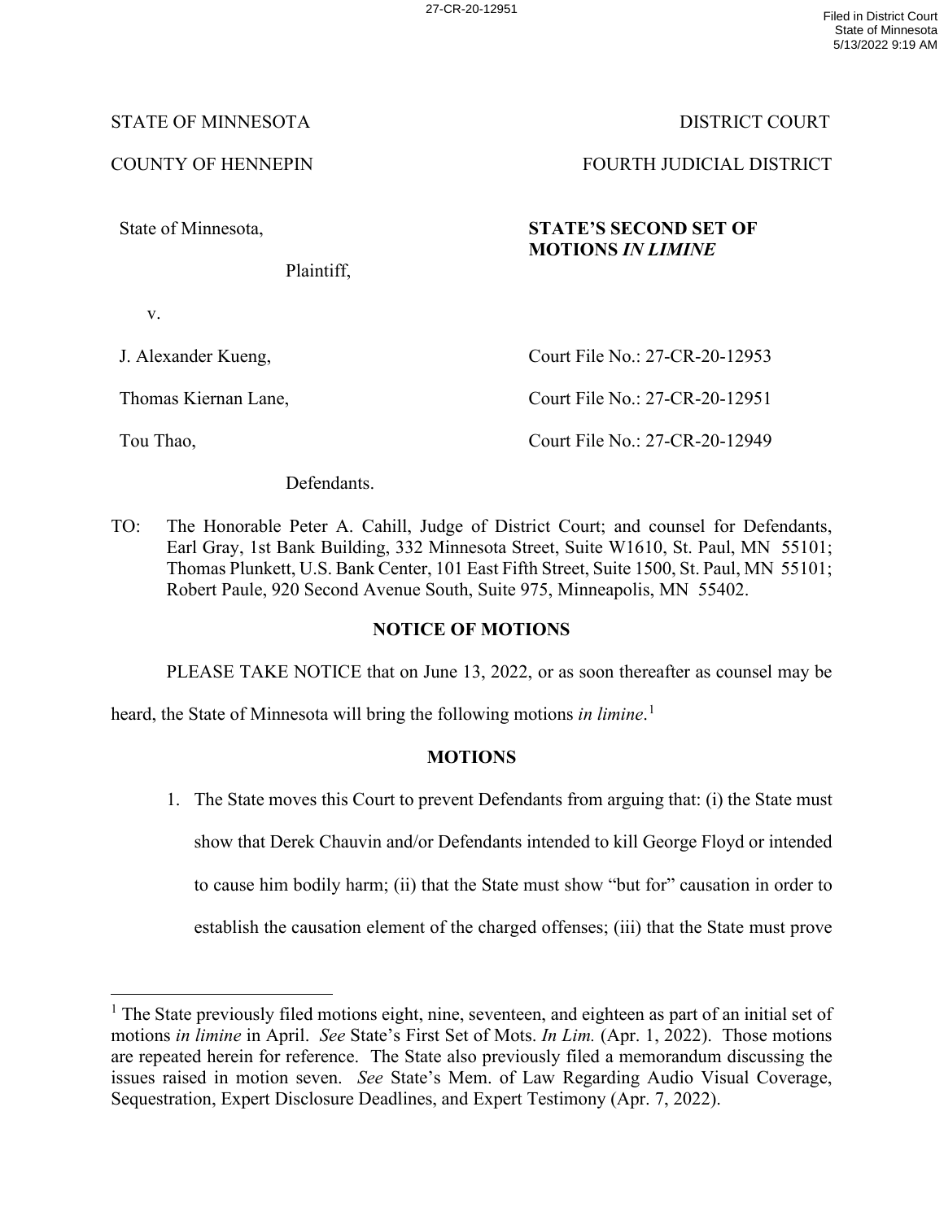STATE OF MINNESOTA DISTRICT COURT

COUNTY OF HENNEPIN FOURTH JUDICIAL DISTRICT

| | |
|---|---|
| State of Minnesota, | **STATE'S SECOND SET OF MOTIONS *IN LIMINE*** |
| Plaintiff, | |
| v. | |
| J. Alexander Kueng, | Court File No.: 27-CR-20-12953 |
| Thomas Kiernan Lane, | Court File No.: 27-CR-20-12951 |
| Tou Thao, | Court File No.: 27-CR-20-12949 |
| Defendants. | |

TO: The Honorable Peter A. Cahill, Judge of District Court; and counsel for Defendants, Earl Gray, 1st Bank Building, 332 Minnesota Street, Suite W1610, St. Paul, MN 55101; Thomas Plunkett, U.S. Bank Center, 101 East Fifth Street, Suite 1500, St. Paul, MN 55101; Robert Paule, 920 Second Avenue South, Suite 975, Minneapolis, MN 55402.

## NOTICE OF MOTIONS

PLEASE TAKE NOTICE that on June 13, 2022, or as soon thereafter as counsel may be heard, the State of Minnesota will bring the following motions *in limine*.[1]

## MOTIONS

1. The State moves this Court to prevent Defendants from arguing that: (i) the State must show that Derek Chauvin and/or Defendants intended to kill George Floyd or intended to cause him bodily harm; (ii) that the State must show "but for" causation in order to establish the causation element of the charged offenses; (iii) that the State must prove

[1] The State previously filed motions eight, nine, seventeen, and eighteen as part of an initial set of motions *in limine* in April. *See* State's First Set of Mots. *In Lim.* (Apr. 1, 2022). Those motions are repeated herein for reference. The State also previously filed a memorandum discussing the issues raised in motion seven. *See* State's Mem. of Law Regarding Audio Visual Coverage, Sequestration, Expert Disclosure Deadlines, and Expert Testimony (Apr. 7, 2022).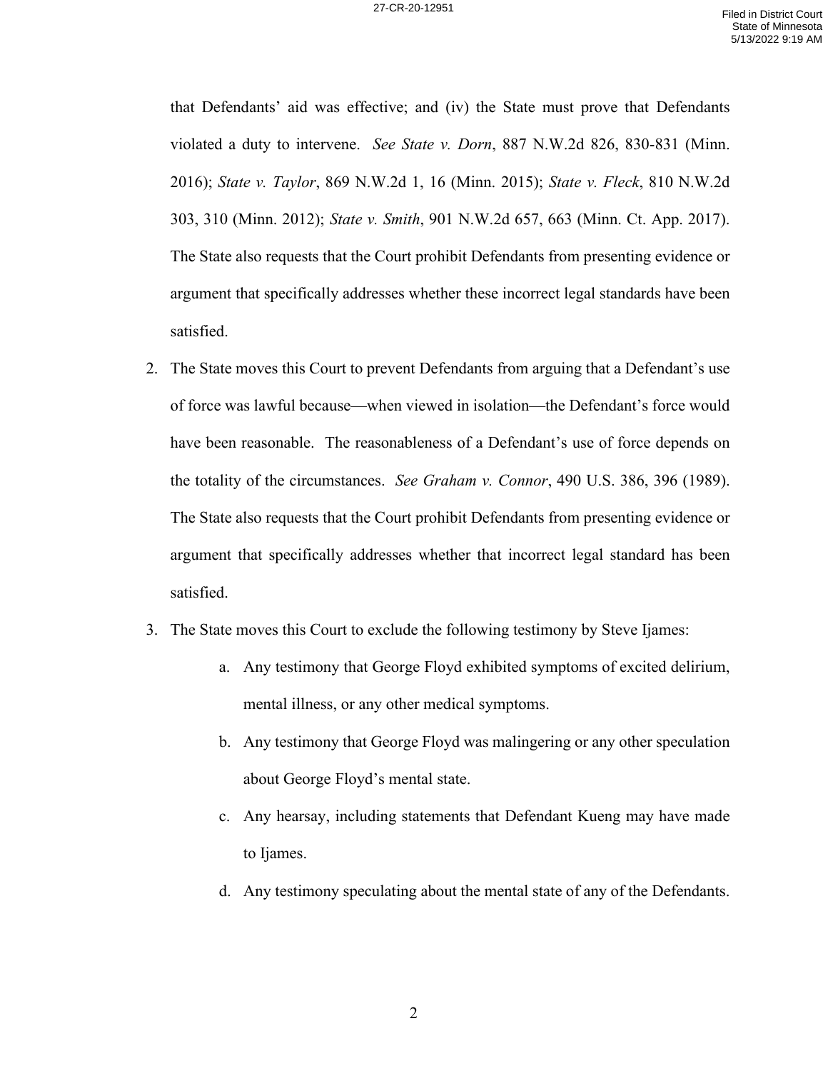that Defendants' aid was effective; and (iv) the State must prove that Defendants violated a duty to intervene. *See State v. Dorn*, 887 N.W.2d 826, 830-831 (Minn. 2016); *State v. Taylor*, 869 N.W.2d 1, 16 (Minn. 2015); *State v. Fleck*, 810 N.W.2d 303, 310 (Minn. 2012); *State v. Smith*, 901 N.W.2d 657, 663 (Minn. Ct. App. 2017). The State also requests that the Court prohibit Defendants from presenting evidence or argument that specifically addresses whether these incorrect legal standards have been satisfied.

2. The State moves this Court to prevent Defendants from arguing that a Defendant's use of force was lawful because—when viewed in isolation—the Defendant's force would have been reasonable. The reasonableness of a Defendant's use of force depends on the totality of the circumstances. *See Graham v. Connor*, 490 U.S. 386, 396 (1989). The State also requests that the Court prohibit Defendants from presenting evidence or argument that specifically addresses whether that incorrect legal standard has been satisfied.

3. The State moves this Court to exclude the following testimony by Steve Ijames:

   a. Any testimony that George Floyd exhibited symptoms of excited delirium, mental illness, or any other medical symptoms.

   b. Any testimony that George Floyd was malingering or any other speculation about George Floyd's mental state.

   c. Any hearsay, including statements that Defendant Kueng may have made to Ijames.

   d. Any testimony speculating about the mental state of any of the Defendants.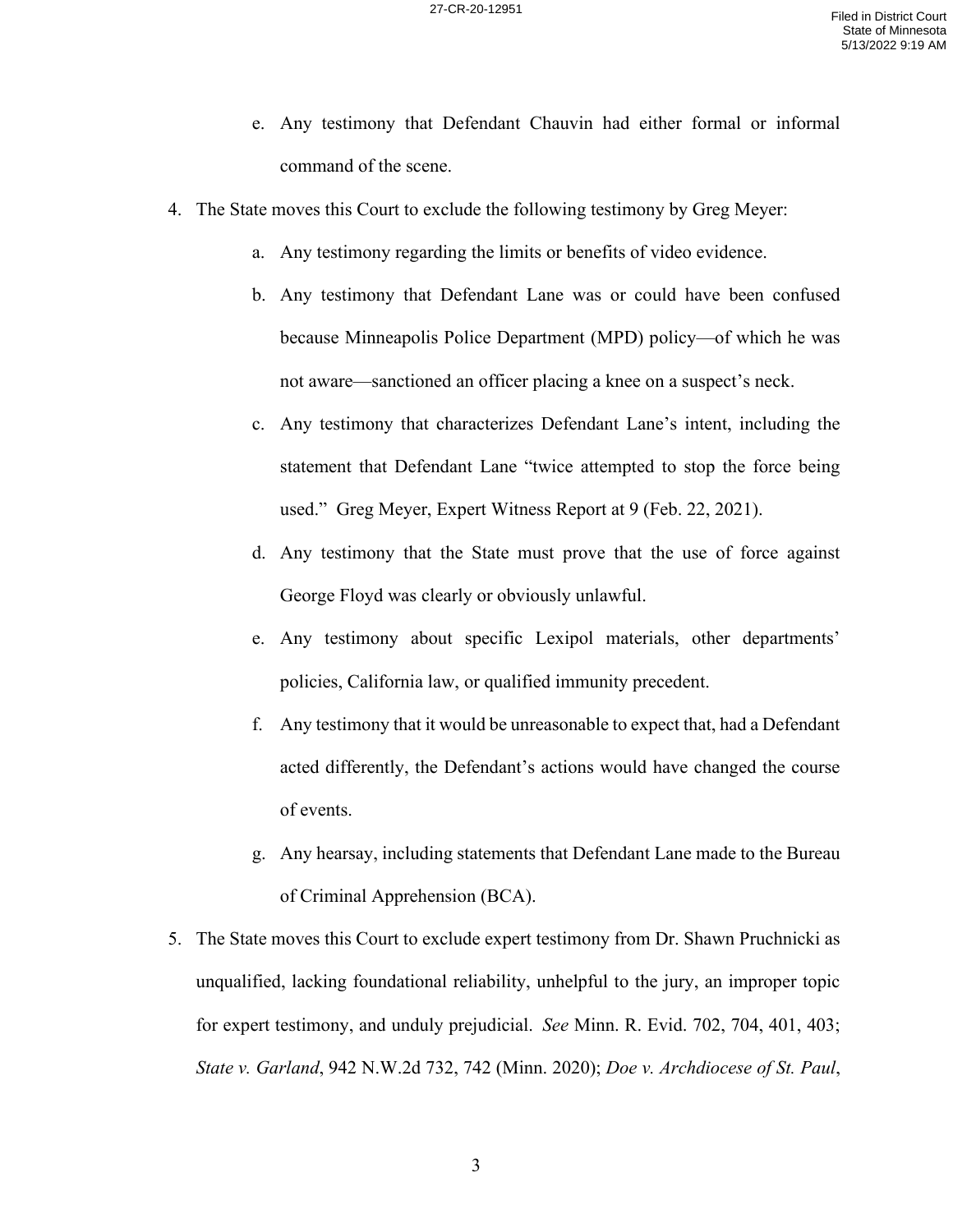e. Any testimony that Defendant Chauvin had either formal or informal command of the scene.

4. The State moves this Court to exclude the following testimony by Greg Meyer:

    a. Any testimony regarding the limits or benefits of video evidence.

    b. Any testimony that Defendant Lane was or could have been confused because Minneapolis Police Department (MPD) policy—of which he was not aware—sanctioned an officer placing a knee on a suspect's neck.

    c. Any testimony that characterizes Defendant Lane's intent, including the statement that Defendant Lane "twice attempted to stop the force being used." Greg Meyer, Expert Witness Report at 9 (Feb. 22, 2021).

    d. Any testimony that the State must prove that the use of force against George Floyd was clearly or obviously unlawful.

    e. Any testimony about specific Lexipol materials, other departments' policies, California law, or qualified immunity precedent.

    f. Any testimony that it would be unreasonable to expect that, had a Defendant acted differently, the Defendant's actions would have changed the course of events.

    g. Any hearsay, including statements that Defendant Lane made to the Bureau of Criminal Apprehension (BCA).

5. The State moves this Court to exclude expert testimony from Dr. Shawn Pruchnicki as unqualified, lacking foundational reliability, unhelpful to the jury, an improper topic for expert testimony, and unduly prejudicial. *See* Minn. R. Evid. 702, 704, 401, 403; *State v. Garland*, 942 N.W.2d 732, 742 (Minn. 2020); *Doe v. Archdiocese of St. Paul*,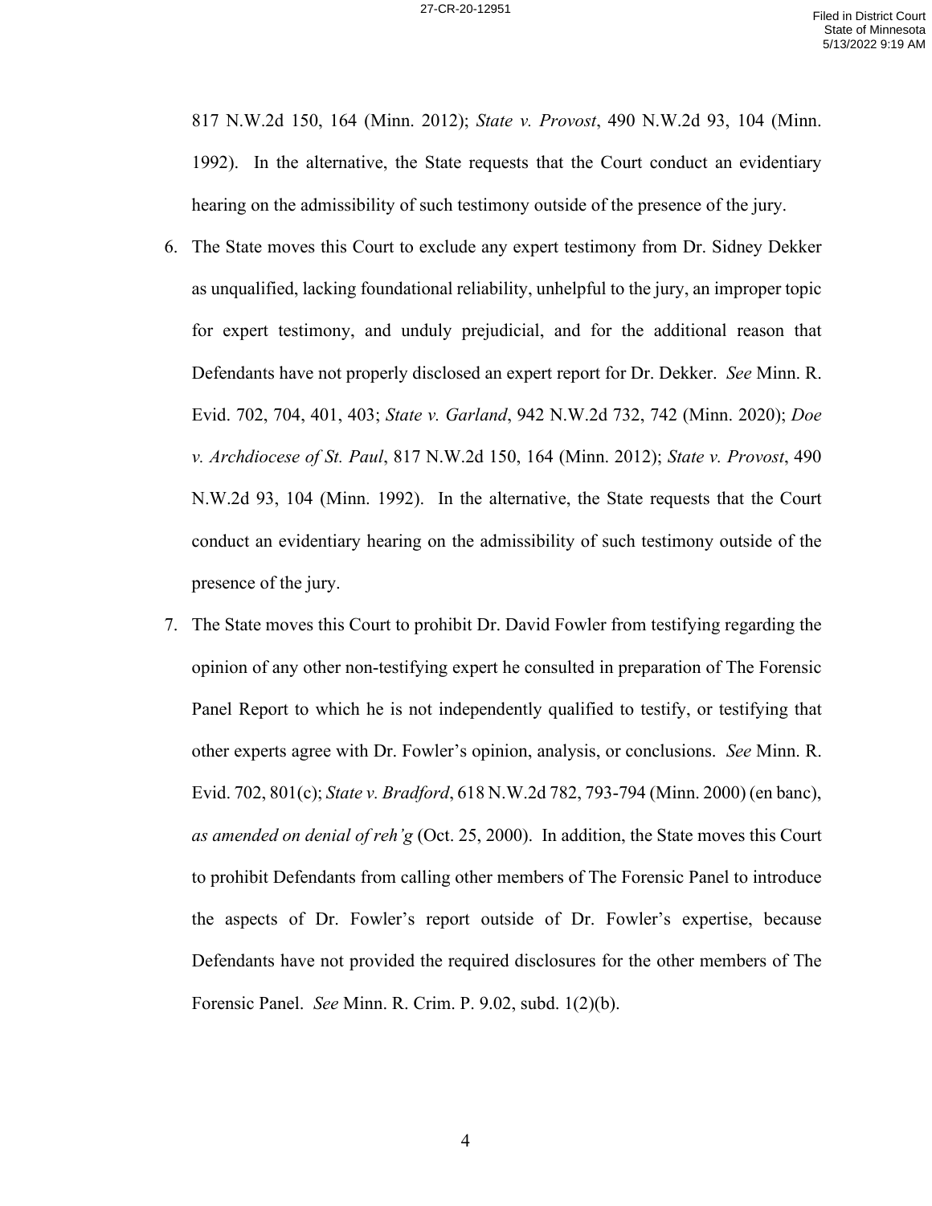817 N.W.2d 150, 164 (Minn. 2012); *State v. Provost*, 490 N.W.2d 93, 104 (Minn. 1992). In the alternative, the State requests that the Court conduct an evidentiary hearing on the admissibility of such testimony outside of the presence of the jury.

6. The State moves this Court to exclude any expert testimony from Dr. Sidney Dekker as unqualified, lacking foundational reliability, unhelpful to the jury, an improper topic for expert testimony, and unduly prejudicial, and for the additional reason that Defendants have not properly disclosed an expert report for Dr. Dekker. *See* Minn. R. Evid. 702, 704, 401, 403; *State v. Garland*, 942 N.W.2d 732, 742 (Minn. 2020); *Doe v. Archdiocese of St. Paul*, 817 N.W.2d 150, 164 (Minn. 2012); *State v. Provost*, 490 N.W.2d 93, 104 (Minn. 1992). In the alternative, the State requests that the Court conduct an evidentiary hearing on the admissibility of such testimony outside of the presence of the jury.

7. The State moves this Court to prohibit Dr. David Fowler from testifying regarding the opinion of any other non-testifying expert he consulted in preparation of The Forensic Panel Report to which he is not independently qualified to testify, or testifying that other experts agree with Dr. Fowler's opinion, analysis, or conclusions. *See* Minn. R. Evid. 702, 801(c); *State v. Bradford*, 618 N.W.2d 782, 793-794 (Minn. 2000) (en banc), *as amended on denial of reh'g* (Oct. 25, 2000). In addition, the State moves this Court to prohibit Defendants from calling other members of The Forensic Panel to introduce the aspects of Dr. Fowler's report outside of Dr. Fowler's expertise, because Defendants have not provided the required disclosures for the other members of The Forensic Panel. *See* Minn. R. Crim. P. 9.02, subd. 1(2)(b).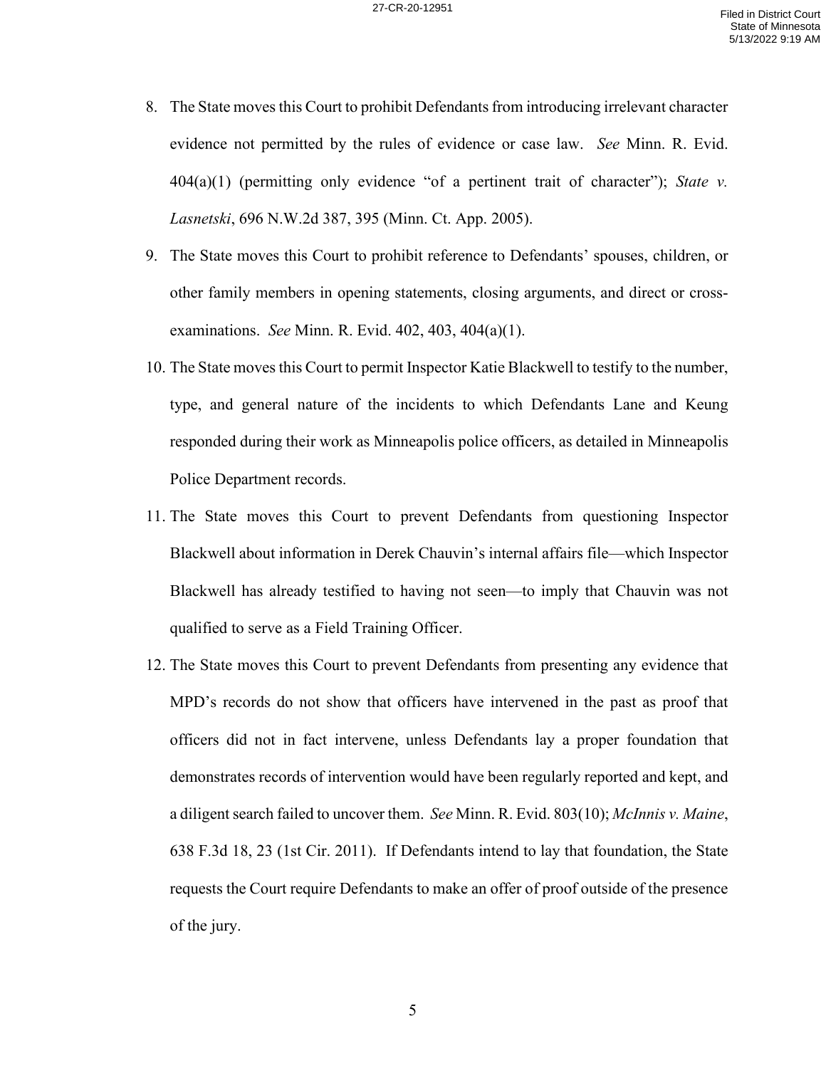8. The State moves this Court to prohibit Defendants from introducing irrelevant character evidence not permitted by the rules of evidence or case law. *See* Minn. R. Evid. 404(a)(1) (permitting only evidence "of a pertinent trait of character"); *State v. Lasnetski*, 696 N.W.2d 387, 395 (Minn. Ct. App. 2005).

9. The State moves this Court to prohibit reference to Defendants' spouses, children, or other family members in opening statements, closing arguments, and direct or cross-examinations. *See* Minn. R. Evid. 402, 403, 404(a)(1).

10. The State moves this Court to permit Inspector Katie Blackwell to testify to the number, type, and general nature of the incidents to which Defendants Lane and Keung responded during their work as Minneapolis police officers, as detailed in Minneapolis Police Department records.

11. The State moves this Court to prevent Defendants from questioning Inspector Blackwell about information in Derek Chauvin's internal affairs file—which Inspector Blackwell has already testified to having not seen—to imply that Chauvin was not qualified to serve as a Field Training Officer.

12. The State moves this Court to prevent Defendants from presenting any evidence that MPD's records do not show that officers have intervened in the past as proof that officers did not in fact intervene, unless Defendants lay a proper foundation that demonstrates records of intervention would have been regularly reported and kept, and a diligent search failed to uncover them. *See* Minn. R. Evid. 803(10); *McInnis v. Maine*, 638 F.3d 18, 23 (1st Cir. 2011). If Defendants intend to lay that foundation, the State requests the Court require Defendants to make an offer of proof outside of the presence of the jury.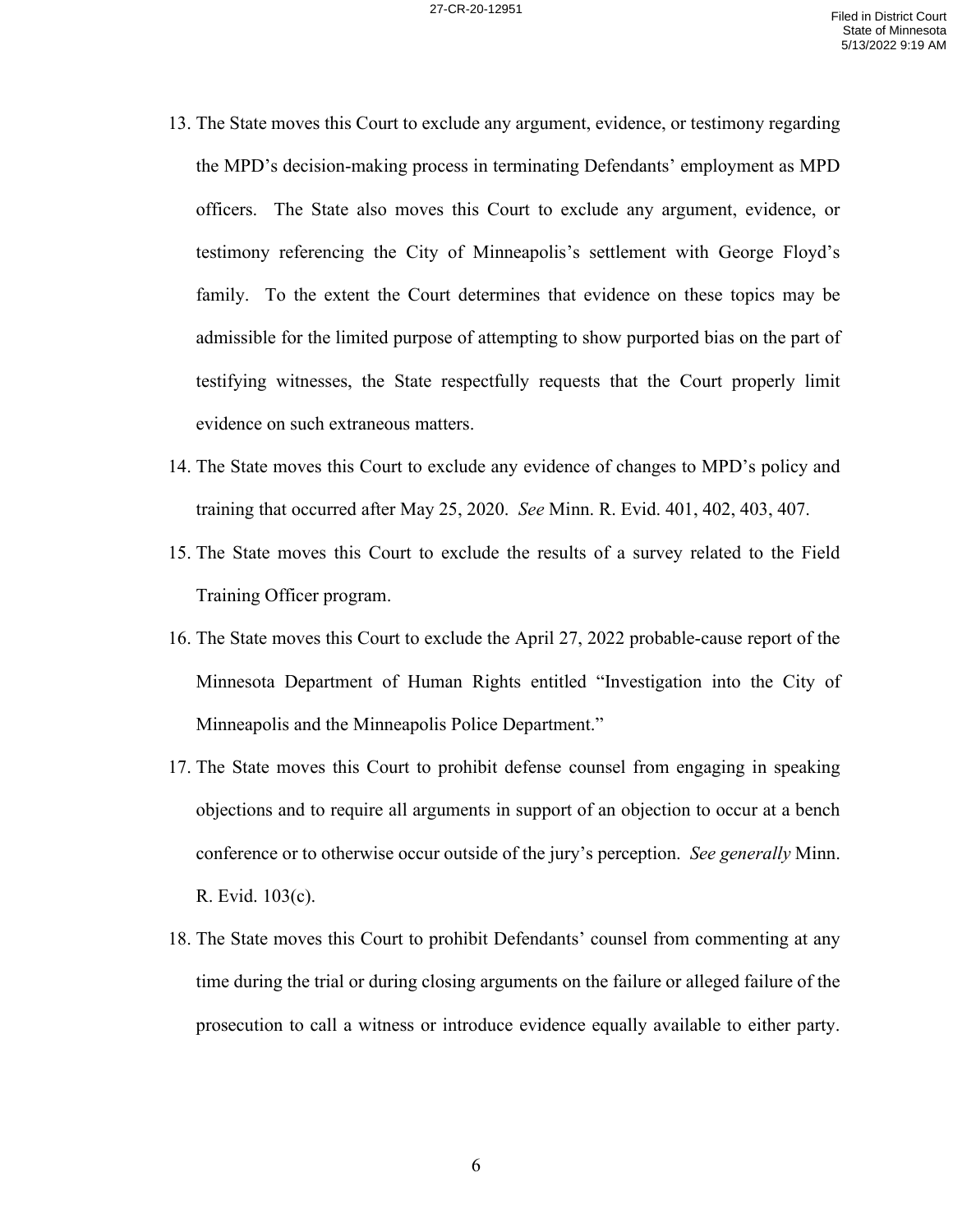13. The State moves this Court to exclude any argument, evidence, or testimony regarding the MPD's decision-making process in terminating Defendants' employment as MPD officers. The State also moves this Court to exclude any argument, evidence, or testimony referencing the City of Minneapolis's settlement with George Floyd's family. To the extent the Court determines that evidence on these topics may be admissible for the limited purpose of attempting to show purported bias on the part of testifying witnesses, the State respectfully requests that the Court properly limit evidence on such extraneous matters.
14. The State moves this Court to exclude any evidence of changes to MPD's policy and training that occurred after May 25, 2020. *See* Minn. R. Evid. 401, 402, 403, 407.
15. The State moves this Court to exclude the results of a survey related to the Field Training Officer program.
16. The State moves this Court to exclude the April 27, 2022 probable-cause report of the Minnesota Department of Human Rights entitled "Investigation into the City of Minneapolis and the Minneapolis Police Department."
17. The State moves this Court to prohibit defense counsel from engaging in speaking objections and to require all arguments in support of an objection to occur at a bench conference or to otherwise occur outside of the jury's perception. *See generally* Minn. R. Evid. 103(c).
18. The State moves this Court to prohibit Defendants' counsel from commenting at any time during the trial or during closing arguments on the failure or alleged failure of the prosecution to call a witness or introduce evidence equally available to either party.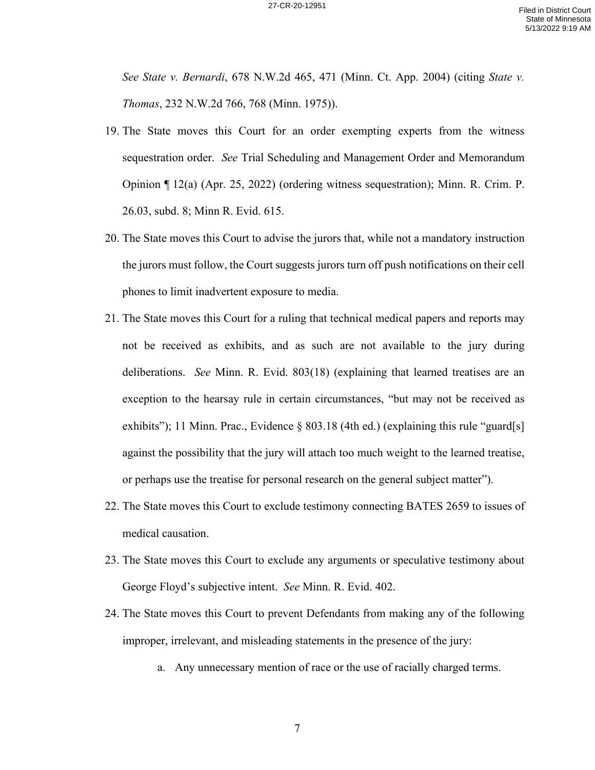*See State v. Bernardi*, 678 N.W.2d 465, 471 (Minn. Ct. App. 2004) (citing *State v. Thomas*, 232 N.W.2d 766, 768 (Minn. 1975)).

19. The State moves this Court for an order exempting experts from the witness sequestration order. *See* Trial Scheduling and Management Order and Memorandum Opinion ¶ 12(a) (Apr. 25, 2022) (ordering witness sequestration); Minn. R. Crim. P. 26.03, subd. 8; Minn R. Evid. 615.

20. The State moves this Court to advise the jurors that, while not a mandatory instruction the jurors must follow, the Court suggests jurors turn off push notifications on their cell phones to limit inadvertent exposure to media.

21. The State moves this Court for a ruling that technical medical papers and reports may not be received as exhibits, and as such are not available to the jury during deliberations. *See* Minn. R. Evid. 803(18) (explaining that learned treatises are an exception to the hearsay rule in certain circumstances, "but may not be received as exhibits"); 11 Minn. Prac., Evidence § 803.18 (4th ed.) (explaining this rule "guard[s] against the possibility that the jury will attach too much weight to the learned treatise, or perhaps use the treatise for personal research on the general subject matter").

22. The State moves this Court to exclude testimony connecting BATES 2659 to issues of medical causation.

23. The State moves this Court to exclude any arguments or speculative testimony about George Floyd's subjective intent. *See* Minn. R. Evid. 402.

24. The State moves this Court to prevent Defendants from making any of the following improper, irrelevant, and misleading statements in the presence of the jury:

    a. Any unnecessary mention of race or the use of racially charged terms.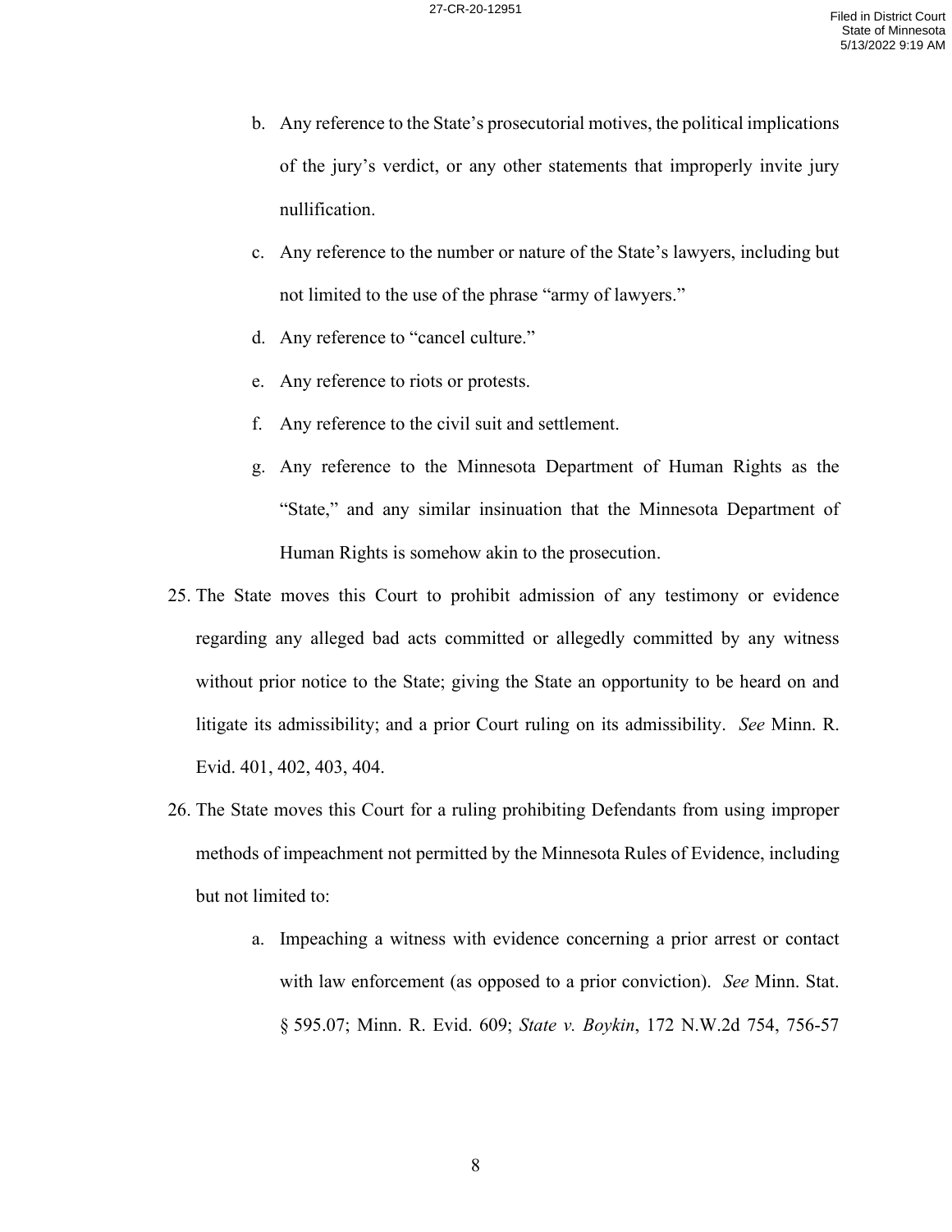b. Any reference to the State's prosecutorial motives, the political implications of the jury's verdict, or any other statements that improperly invite jury nullification.

c. Any reference to the number or nature of the State's lawyers, including but not limited to the use of the phrase "army of lawyers."

d. Any reference to "cancel culture."

e. Any reference to riots or protests.

f. Any reference to the civil suit and settlement.

g. Any reference to the Minnesota Department of Human Rights as the "State," and any similar insinuation that the Minnesota Department of Human Rights is somehow akin to the prosecution.

25. The State moves this Court to prohibit admission of any testimony or evidence regarding any alleged bad acts committed or allegedly committed by any witness without prior notice to the State; giving the State an opportunity to be heard on and litigate its admissibility; and a prior Court ruling on its admissibility. *See* Minn. R. Evid. 401, 402, 403, 404.

26. The State moves this Court for a ruling prohibiting Defendants from using improper methods of impeachment not permitted by the Minnesota Rules of Evidence, including but not limited to:

    a. Impeaching a witness with evidence concerning a prior arrest or contact with law enforcement (as opposed to a prior conviction). *See* Minn. Stat. § 595.07; Minn. R. Evid. 609; *State v. Boykin*, 172 N.W.2d 754, 756-57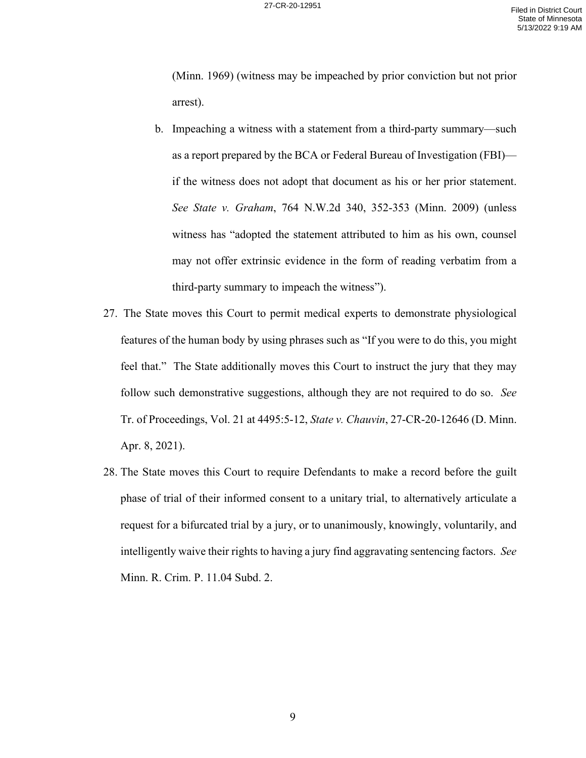(Minn. 1969) (witness may be impeached by prior conviction but not prior arrest).

b. Impeaching a witness with a statement from a third-party summary—such as a report prepared by the BCA or Federal Bureau of Investigation (FBI)—if the witness does not adopt that document as his or her prior statement. *See State v. Graham*, 764 N.W.2d 340, 352-353 (Minn. 2009) (unless witness has "adopted the statement attributed to him as his own, counsel may not offer extrinsic evidence in the form of reading verbatim from a third-party summary to impeach the witness").

27. The State moves this Court to permit medical experts to demonstrate physiological features of the human body by using phrases such as "If you were to do this, you might feel that." The State additionally moves this Court to instruct the jury that they may follow such demonstrative suggestions, although they are not required to do so. *See* Tr. of Proceedings, Vol. 21 at 4495:5-12, *State v. Chauvin*, 27-CR-20-12646 (D. Minn. Apr. 8, 2021).

28. The State moves this Court to require Defendants to make a record before the guilt phase of trial of their informed consent to a unitary trial, to alternatively articulate a request for a bifurcated trial by a jury, or to unanimously, knowingly, voluntarily, and intelligently waive their rights to having a jury find aggravating sentencing factors. *See* Minn. R. Crim. P. 11.04 Subd. 2.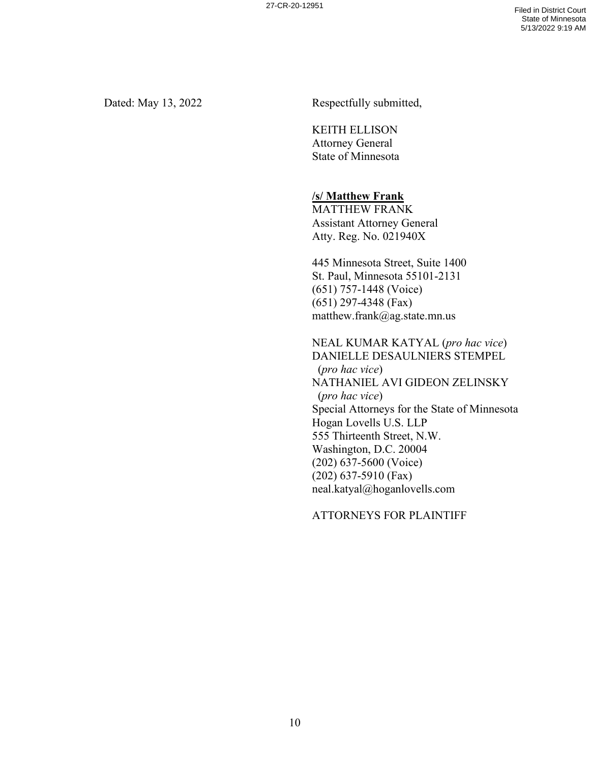Dated: May 13, 2022

Respectfully submitted,

KEITH ELLISON
Attorney General
State of Minnesota

**/s/ Matthew Frank**
MATTHEW FRANK
Assistant Attorney General
Atty. Reg. No. 021940X

445 Minnesota Street, Suite 1400
St. Paul, Minnesota 55101-2131
(651) 757-1448 (Voice)
(651) 297-4348 (Fax)
matthew.frank@ag.state.mn.us

NEAL KUMAR KATYAL (*pro hac vice*)
DANIELLE DESAULNIERS STEMPEL
(*pro hac vice*)
NATHANIEL AVI GIDEON ZELINSKY
(*pro hac vice*)
Special Attorneys for the State of Minnesota
Hogan Lovells U.S. LLP
555 Thirteenth Street, N.W.
Washington, D.C. 20004
(202) 637-5600 (Voice)
(202) 637-5910 (Fax)
neal.katyal@hoganlovells.com

ATTORNEYS FOR PLAINTIFF